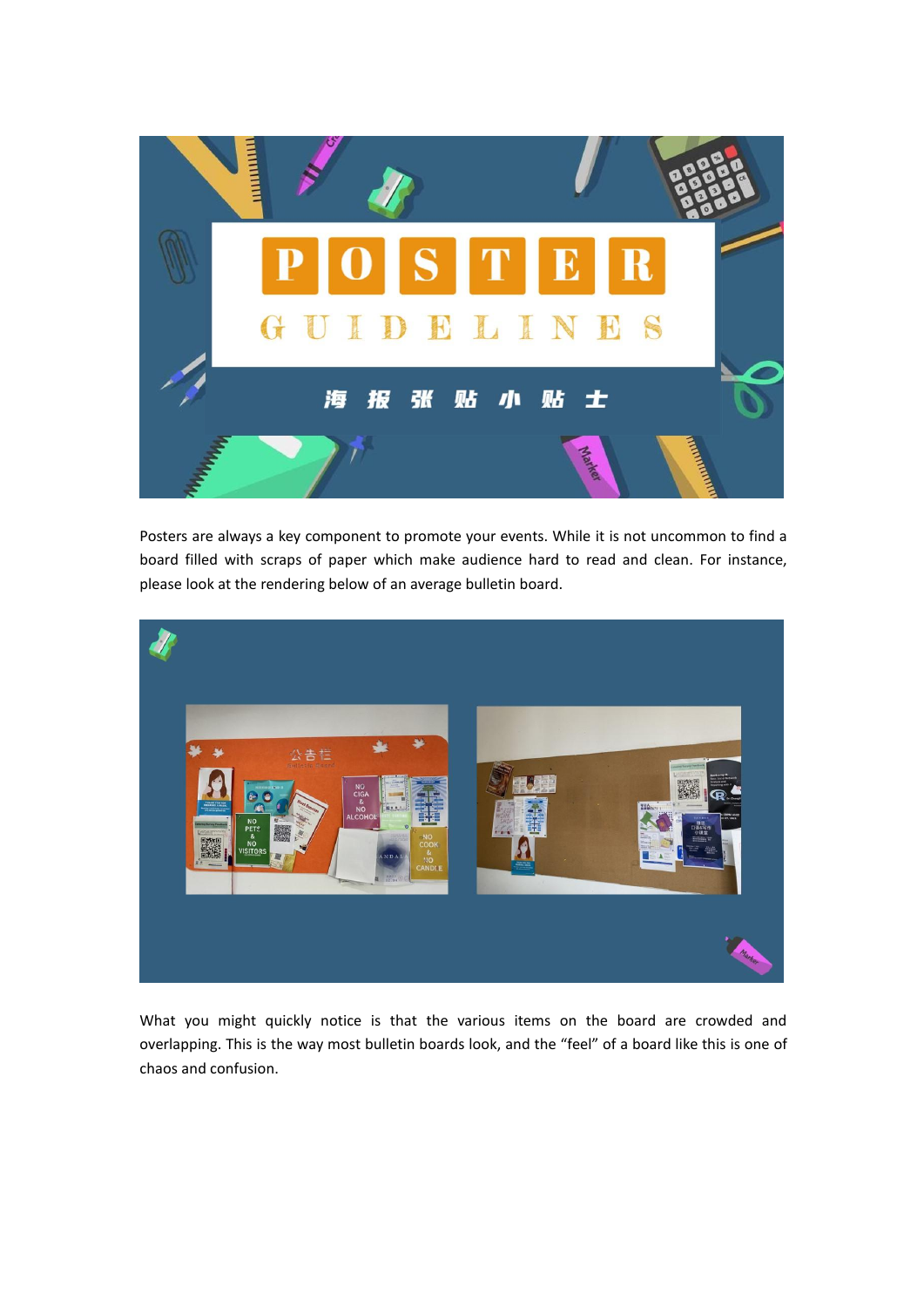# POSTER GUIDELINES

## 海报张贴小贴士

Posters are always a key component to promote your events. While it is not uncommon to find a board filled with scraps of paper which make audience hard to read and clean. For instance, please look at the rendering below of an average bulletin board.

What you might quickly notice is that the various items on the board are crowded and overlapping. This is the way most bulletin boards look, and the "feel" of a board like this is one of chaos and confusion.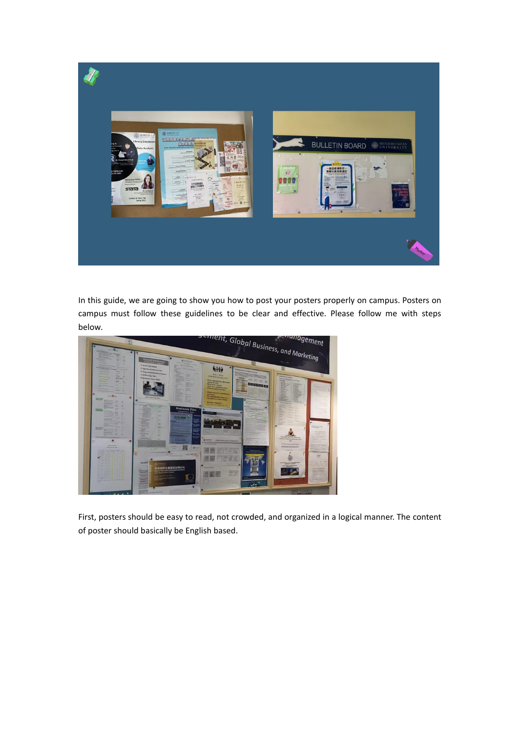In this guide, we are going to show you how to post your posters properly on campus. Posters on campus must follow these guidelines to be clear and effective. Please follow me with steps below.

First, posters should be easy to read, not crowded, and organized in a logical manner. The content of poster should basically be English based.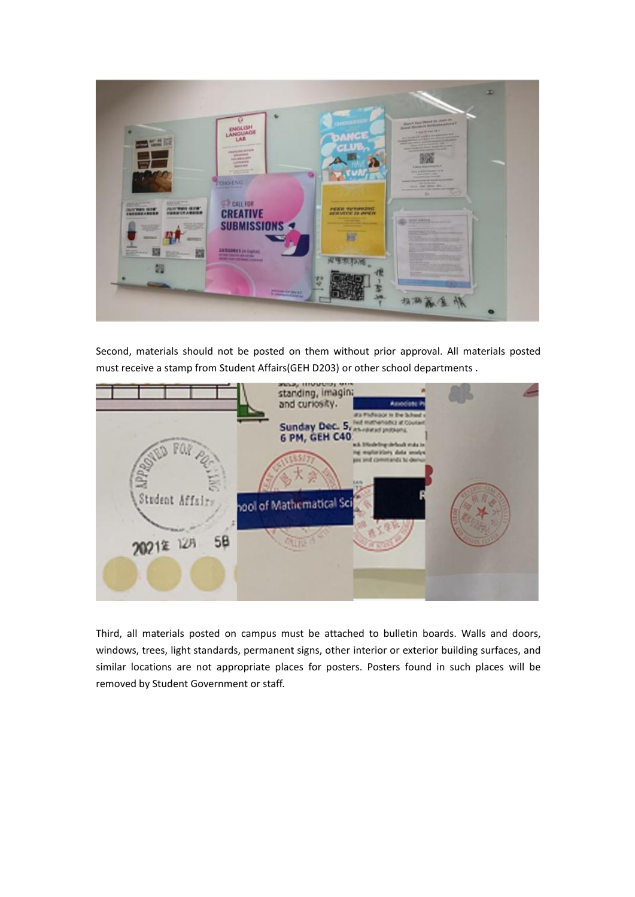Second, materials should not be posted on them without prior approval. All materials posted must receive a stamp from Student Affairs(GEH D203) or other school departments .

Third, all materials posted on campus must be attached to bulletin boards. Walls and doors, windows, trees, light standards, permanent signs, other interior or exterior building surfaces, and similar locations are not appropriate places for posters. Posters found in such places will be removed by Student Government or staff.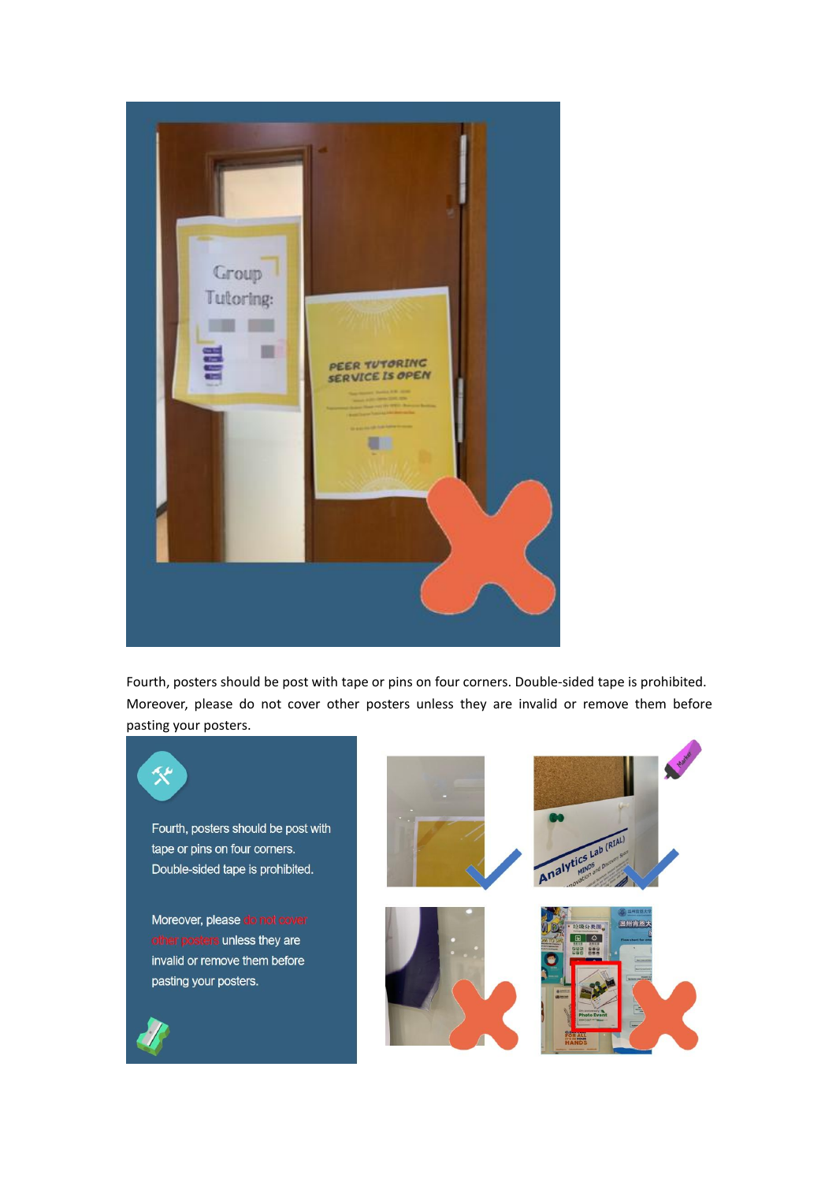Fourth, posters should be post with tape or pins on four corners. Double-sided tape is prohibited. Moreover, please do not cover other posters unless they are invalid or remove them before pasting your posters.

Fourth, posters should be post with tape or pins on four corners. Double-sided tape is prohibited.

Moreover, please do not cover other posters unless they are invalid or remove them before pasting your posters.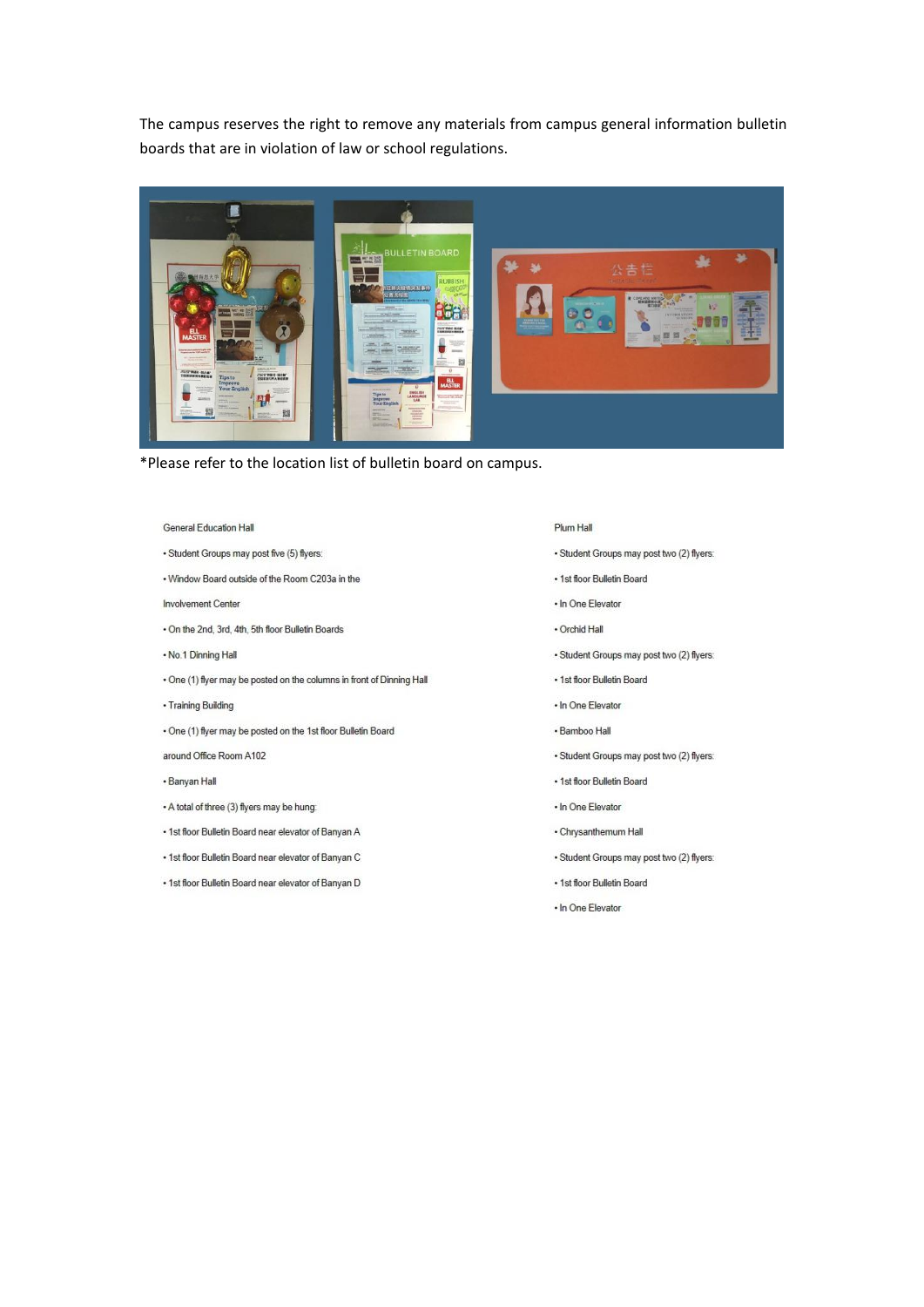The campus reserves the right to remove any materials from campus general information bulletin boards that are in violation of law or school regulations.

*Please refer to the location list of bulletin board on campus.

General Education Hall

- Student Groups may post five (5) flyers:
- Window Board outside of the Room C203a in the Involvement Center
- On the 2nd, 3rd, 4th, 5th floor Bulletin Boards
- No.1 Dinning Hall
- One (1) flyer may be posted on the columns in front of Dinning Hall
- Training Building
- One (1) flyer may be posted on the 1st floor Bulletin Board around Office Room A102
- Banyan Hall
- A total of three (3) flyers may be hung:
- 1st floor Bulletin Board near elevator of Banyan A
- 1st floor Bulletin Board near elevator of Banyan C
- 1st floor Bulletin Board near elevator of Banyan D

Plum Hall

- Student Groups may post two (2) flyers:
- 1st floor Bulletin Board
- In One Elevator
- Orchid Hall
- Student Groups may post two (2) flyers:
- 1st floor Bulletin Board
- In One Elevator
- Bamboo Hall
- Student Groups may post two (2) flyers:
- 1st floor Bulletin Board
- In One Elevator
- Chrysanthemum Hall
- Student Groups may post two (2) flyers:
- 1st floor Bulletin Board
- In One Elevator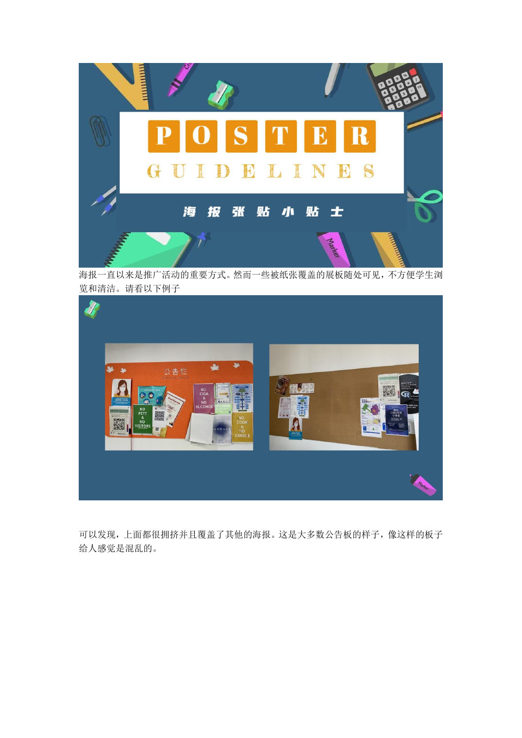海报一直以来是推广活动的重要方式。然而一些被纸张覆盖的展板随处可见，不方便学生浏览和清洁。请看以下例子

可以发现，上面都很拥挤并且覆盖了其他的海报。这是大多数公告板的样子，像这样的板子给人感觉是混乱的。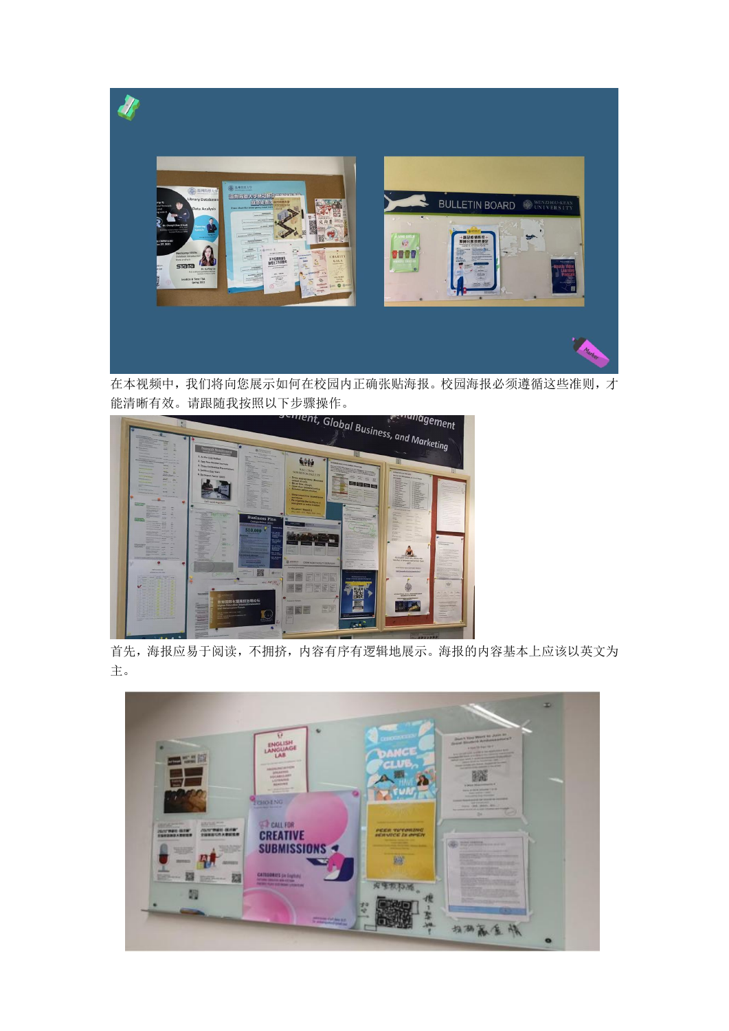在本视频中，我们将向您展示如何在校园内正确张贴海报。校园海报必须遵循这些准则，才能清晰有效。请跟随我按照以下步骤操作。

首先，海报应易于阅读，不拥挤，内容有序有逻辑地展示。海报的内容基本上应该以英文为主。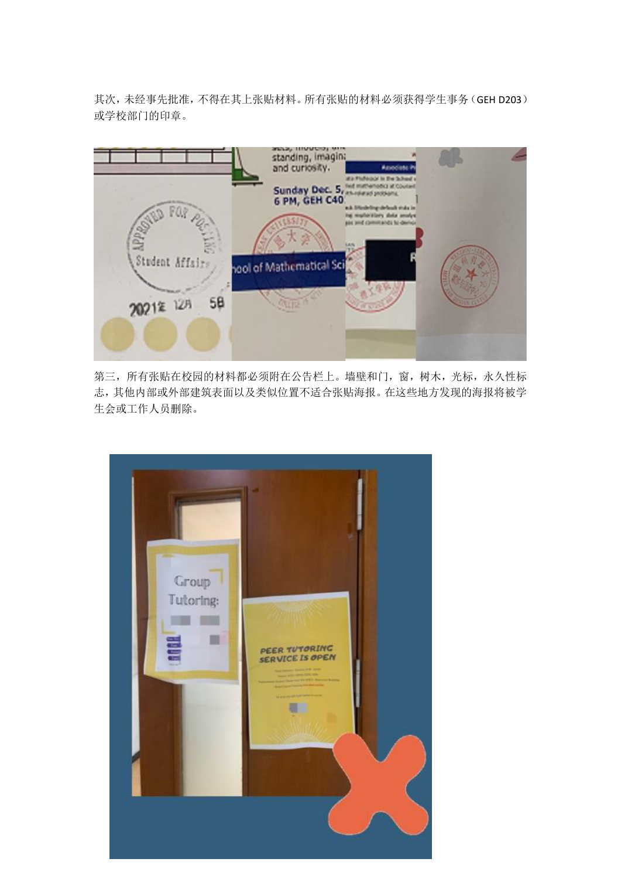其次，未经事先批准，不得在其上张贴材料。所有张贴的材料必须获得学生事务（GEH D203）或学校部门的印章。

第三，所有张贴在校园的材料都必须附在公告栏上。墙壁和门，窗，树木，光标，永久性标志，其他内部或外部建筑表面以及类似位置不适合张贴海报。在这些地方发现的海报将被学生会或工作人员删除。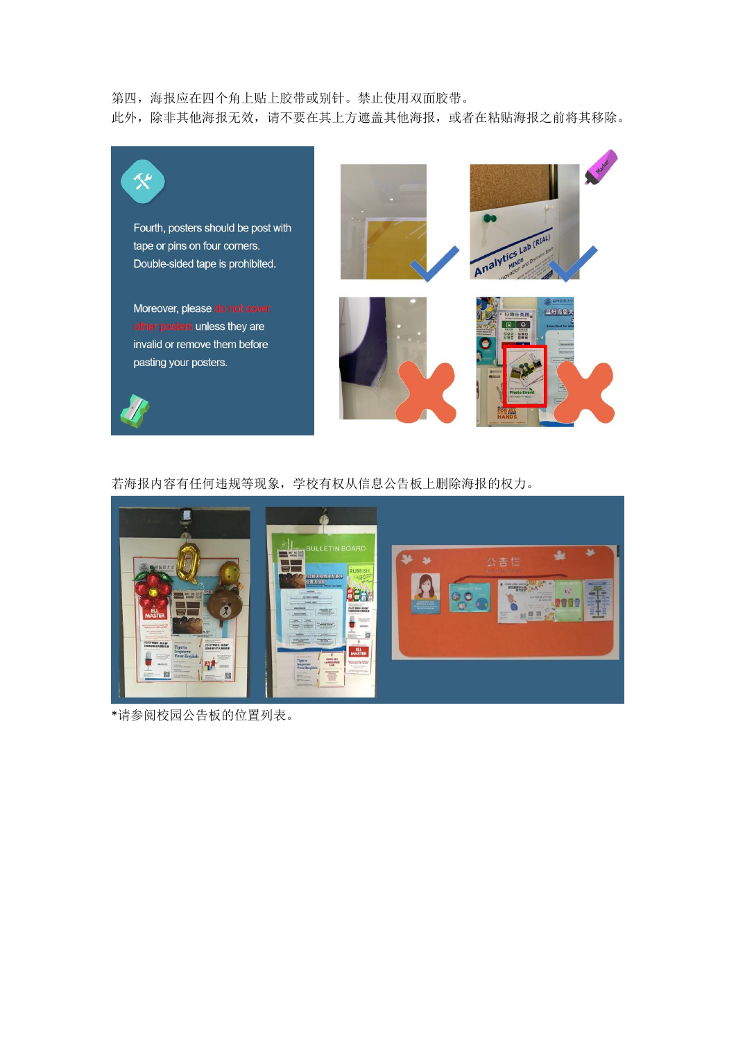第四，海报应在四个角上贴上胶带或别针。禁止使用双面胶带。
此外，除非其他海报无效，请不要在其上方遮盖其他海报，或者在粘贴海报之前将其移除。

Fourth, posters should be post with tape or pins on four corners. Double-sided tape is prohibited.

Moreover, please do not cover other posters unless they are invalid or remove them before pasting your posters.

若海报内容有任何违规等现象，学校有权从信息公告板上删除海报的权力。

*请参阅校园公告板的位置列表。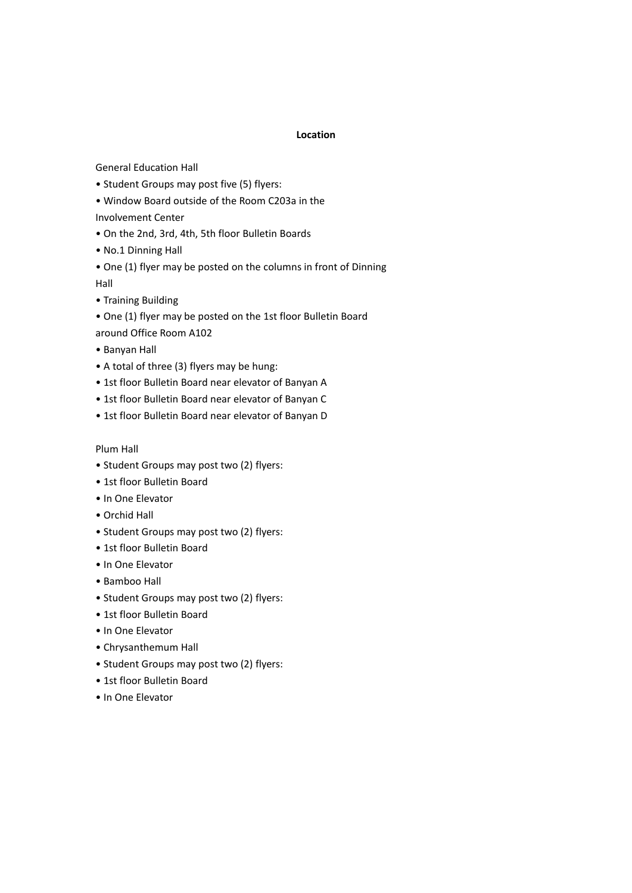**Location**

General Education Hall

- Student Groups may post five (5) flyers:
- Window Board outside of the Room C203a in the Involvement Center
- On the 2nd, 3rd, 4th, 5th floor Bulletin Boards
- No.1 Dinning Hall
- One (1) flyer may be posted on the columns in front of Dinning Hall
- Training Building
- One (1) flyer may be posted on the 1st floor Bulletin Board around Office Room A102
- Banyan Hall
- A total of three (3) flyers may be hung:
- 1st floor Bulletin Board near elevator of Banyan A
- 1st floor Bulletin Board near elevator of Banyan C
- 1st floor Bulletin Board near elevator of Banyan D

Plum Hall

- Student Groups may post two (2) flyers:
- 1st floor Bulletin Board
- In One Elevator
- Orchid Hall
- Student Groups may post two (2) flyers:
- 1st floor Bulletin Board
- In One Elevator
- Bamboo Hall
- Student Groups may post two (2) flyers:
- 1st floor Bulletin Board
- In One Elevator
- Chrysanthemum Hall
- Student Groups may post two (2) flyers:
- 1st floor Bulletin Board
- In One Elevator